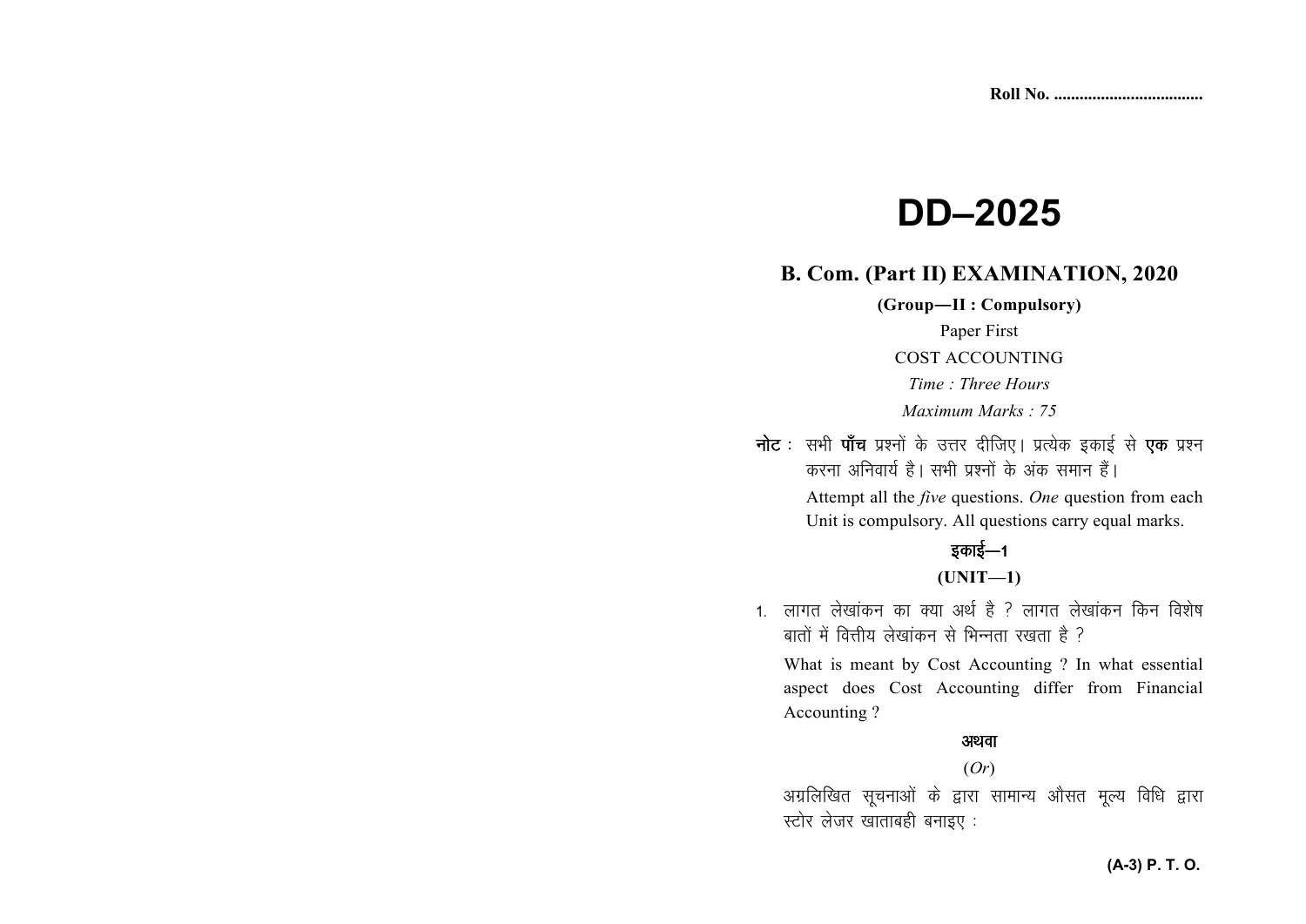Roll No. ...................................

# DD–2025

## B. Com. (Part II) EXAMINATION, 2020

**(Group—II : Compulsory)**

Paper First

COST ACCOUNTING

*Time : Three Hours*

*Maximum Marks : 75*

**नोट :** सभी **पाँच** प्रश्नों के उत्तर दीजिए। प्रत्येक इकाई से **एक** प्रश्न करना अनिवार्य है। सभी प्रश्नों के अंक समान हैं।

Attempt all the *five* questions. *One* question from each Unit is compulsory. All questions carry equal marks.

### इकाई—1

### (UNIT—1)

1. लागत लेखांकन का क्या अर्थ है ? लागत लेखांकन किन विशेष बातों में वित्तीय लेखांकन से भिन्नता रखता है ?

   What is meant by Cost Accounting ? In what essential aspect does Cost Accounting differ from Financial Accounting ?

   **अथवा**

   (*Or*)

   अग्रलिखित सूचनाओं के द्वारा सामान्य औसत मूल्य विधि द्वारा स्टोर लेजर खाताबही बनाइए :

**(A-3) P. T. O.**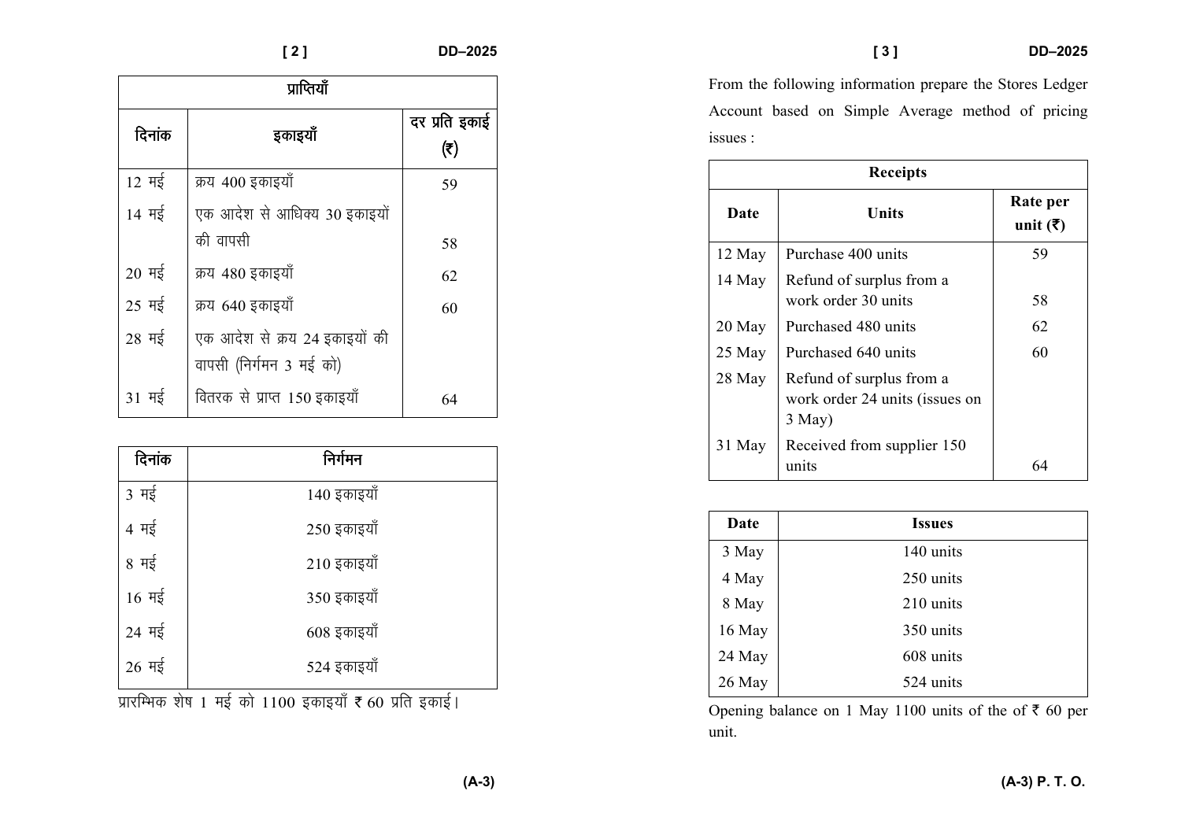| प्राप्तियाँ | | |
|---|---|---|
| दिनांक | इकाइयाँ | दर प्रति इकाई (₹) |
| 12 मई | क्रय 400 इकाइयाँ | 59 |
| 14 मई | एक आदेश से आधिक्य 30 इकाइयों की वापसी | 58 |
| 20 मई | क्रय 480 इकाइयाँ | 62 |
| 25 मई | क्रय 640 इकाइयाँ | 60 |
| 28 मई | एक आदेश से क्रय 24 इकाइयों की वापसी (निर्गमन 3 मई को) | |
| 31 मई | वितरक से प्राप्त 150 इकाइयाँ | 64 |

| दिनांक | निर्गमन |
|---|---|
| 3 मई | 140 इकाइयाँ |
| 4 मई | 250 इकाइयाँ |
| 8 मई | 210 इकाइयाँ |
| 16 मई | 350 इकाइयाँ |
| 24 मई | 608 इकाइयाँ |
| 26 मई | 524 इकाइयाँ |

प्रारम्भिक शेष 1 मई को 1100 इकाइयाँ ₹ 60 प्रति इकाई।

From the following information prepare the Stores Ledger Account based on Simple Average method of pricing issues :

| Receipts | | |
|---|---|---|
| Date | Units | Rate per unit (₹) |
| 12 May | Purchase 400 units | 59 |
| 14 May | Refund of surplus from a work order 30 units | 58 |
| 20 May | Purchased 480 units | 62 |
| 25 May | Purchased 640 units | 60 |
| 28 May | Refund of surplus from a work order 24 units (issues on 3 May) | |
| 31 May | Received from supplier 150 units | 64 |

| Date | Issues |
|---|---|
| 3 May | 140 units |
| 4 May | 250 units |
| 8 May | 210 units |
| 16 May | 350 units |
| 24 May | 608 units |
| 26 May | 524 units |

Opening balance on 1 May 1100 units of the of ₹ 60 per unit.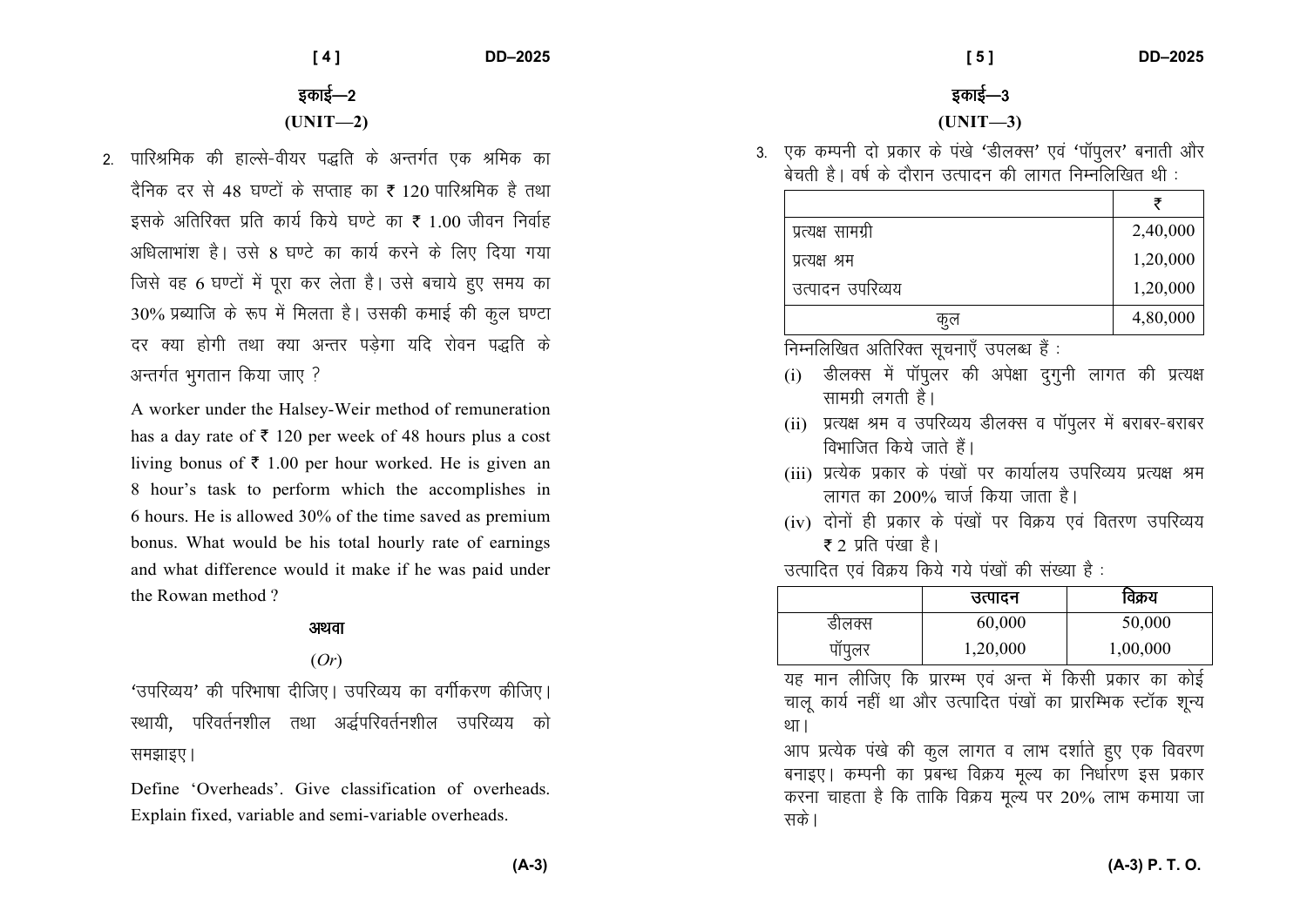## इकाई—2

## (UNIT—2)

2. पारिश्रमिक की हाल्से-वीयर पद्धति के अन्तर्गत एक श्रमिक का दैनिक दर से 48 घण्टों के सप्ताह का ₹ 120 पारिश्रमिक है तथा इसके अतिरिक्त प्रति कार्य किये घण्टे का ₹ 1.00 जीवन निर्वाह अधिलाभांश है। उसे 8 घण्टे का कार्य करने के लिए दिया गया जिसे वह 6 घण्टों में पूरा कर लेता है। उसे बचाये हुए समय का 30% प्रब्याजि के रूप में मिलता है। उसकी कमाई की कुल घण्टा दर क्या होगी तथा क्या अन्तर पड़ेगा यदि रोवन पद्धति के अन्तर्गत भुगतान किया जाए ?

   A worker under the Halsey-Weir method of remuneration has a day rate of ₹ 120 per week of 48 hours plus a cost living bonus of ₹ 1.00 per hour worked. He is given an 8 hour's task to perform which the accomplishes in 6 hours. He is allowed 30% of the time saved as premium bonus. What would be his total hourly rate of earnings and what difference would it make if he was paid under the Rowan method ?

   अथवा

   (*Or*)

   'उपरिव्यय' की परिभाषा दीजिए। उपरिव्यय का वर्गीकरण कीजिए। स्थायी, परिवर्तनशील तथा अर्द्धपरिवर्तनशील उपरिव्यय को समझाइए।

   Define 'Overheads'. Give classification of overheads. Explain fixed, variable and semi-variable overheads.

## इकाई—3

## (UNIT—3)

3. एक कम्पनी दो प्रकार के पंखे 'डीलक्स' एवं 'पॉपुलर' बनाती और बेचती है। वर्ष के दौरान उत्पादन की लागत निम्नलिखित थी :

| | ₹ |
|---|---|
| प्रत्यक्ष सामग्री | 2,40,000 |
| प्रत्यक्ष श्रम | 1,20,000 |
| उत्पादन उपरिव्यय | 1,20,000 |
| कुल | 4,80,000 |

   निम्नलिखित अतिरिक्त सूचनाएँ उपलब्ध हैं :

   (i) डीलक्स में पॉपुलर की अपेक्षा दुगुनी लागत की प्रत्यक्ष सामग्री लगती है।

   (ii) प्रत्यक्ष श्रम व उपरिव्यय डीलक्स व पॉपुलर में बराबर-बराबर विभाजित किये जाते हैं।

   (iii) प्रत्येक प्रकार के पंखों पर कार्यालय उपरिव्यय प्रत्यक्ष श्रम लागत का 200% चार्ज किया जाता है।

   (iv) दोनों ही प्रकार के पंखों पर विक्रय एवं वितरण उपरिव्यय ₹ 2 प्रति पंखा है।

   उत्पादित एवं विक्रय किये गये पंखों की संख्या है :

| | उत्पादन | विक्रय |
|---|---|---|
| डीलक्स | 60,000 | 50,000 |
| पॉपुलर | 1,20,000 | 1,00,000 |

   यह मान लीजिए कि प्रारम्भ एवं अन्त में किसी प्रकार का कोई चालू कार्य नहीं था और उत्पादित पंखों का प्रारम्भिक स्टॉक शून्य था।

   आप प्रत्येक पंखे की कुल लागत व लाभ दर्शाते हुए एक विवरण बनाइए। कम्पनी का प्रबन्ध विक्रय मूल्य का निर्धारण इस प्रकार करना चाहता है कि ताकि विक्रय मूल्य पर 20% लाभ कमाया जा सके।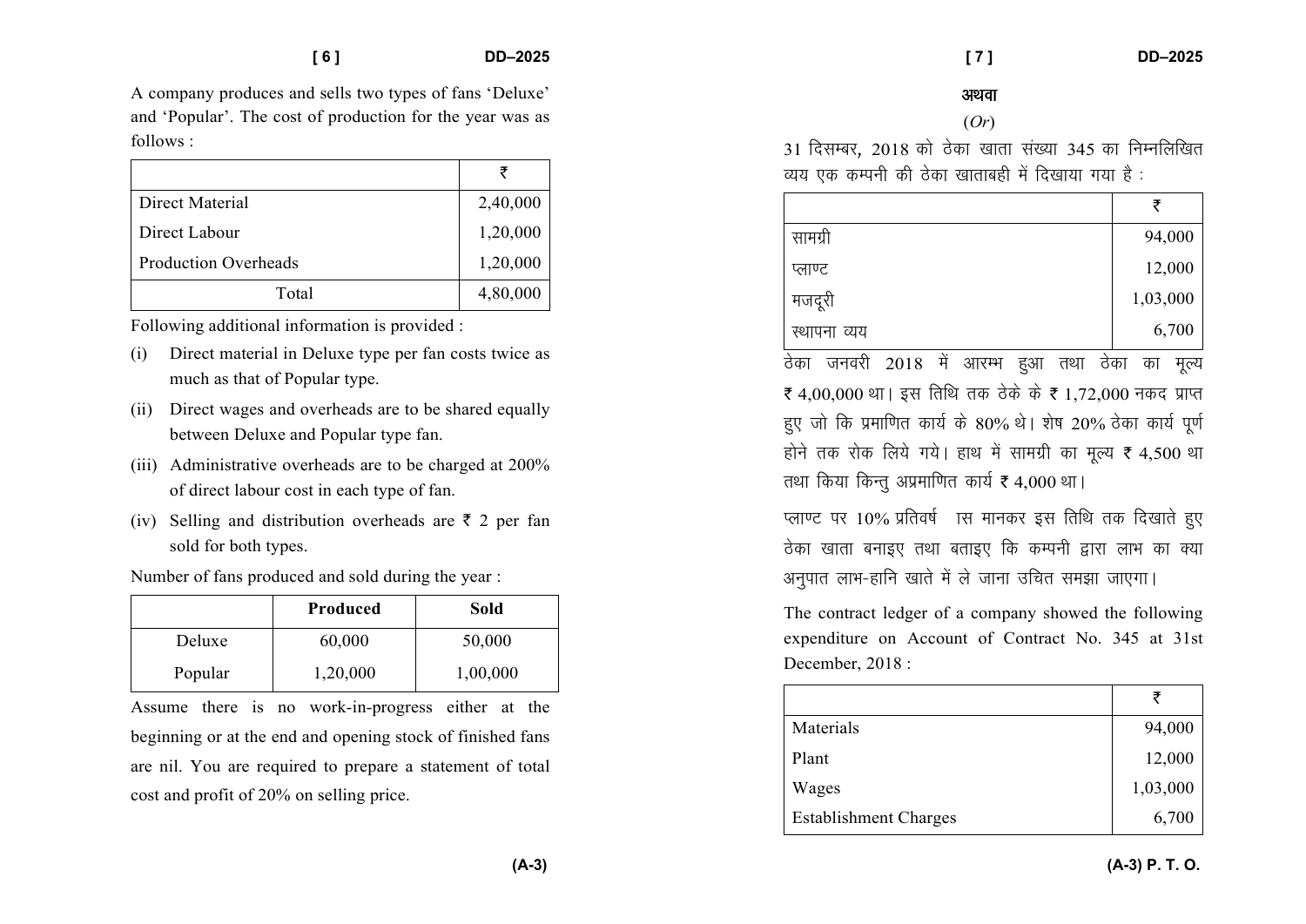A company produces and sells two types of fans 'Deluxe' and 'Popular'. The cost of production for the year was as follows :

| | ₹ |
|---|---|
| Direct Material | 2,40,000 |
| Direct Labour | 1,20,000 |
| Production Overheads | 1,20,000 |
| Total | 4,80,000 |

Following additional information is provided :

(i) Direct material in Deluxe type per fan costs twice as much as that of Popular type.

(ii) Direct wages and overheads are to be shared equally between Deluxe and Popular type fan.

(iii) Administrative overheads are to be charged at 200% of direct labour cost in each type of fan.

(iv) Selling and distribution overheads are ₹ 2 per fan sold for both types.

Number of fans produced and sold during the year :

| | Produced | Sold |
|---|---|---|
| Deluxe | 60,000 | 50,000 |
| Popular | 1,20,000 | 1,00,000 |

Assume there is no work-in-progress either at the beginning or at the end and opening stock of finished fans are nil. You are required to prepare a statement of total cost and profit of 20% on selling price.

अथवा

(*Or*)

31 दिसम्बर, 2018 को ठेका खाता संख्या 345 का निम्नलिखित व्यय एक कम्पनी की ठेका खाताबही में दिखाया गया है :

| | ₹ |
|---|---|
| सामग्री | 94,000 |
| प्लाण्ट | 12,000 |
| मजदूरी | 1,03,000 |
| स्थापना व्यय | 6,700 |

ठेका जनवरी 2018 में आरम्भ हुआ तथा ठेका का मूल्य ₹ 4,00,000 था। इस तिथि तक ठेके के ₹ 1,72,000 नकद प्राप्त हुए जो कि प्रमाणित कार्य के 80% थे। शेष 20% ठेका कार्य पूर्ण होने तक रोक लिये गये। हाथ में सामग्री का मूल्य ₹ 4,500 था तथा किया किन्तु अप्रमाणित कार्य ₹ 4,000 था।

प्लाण्ट पर 10% प्रतिवर्ष ह्रास मानकर इस तिथि तक दिखाते हुए ठेका खाता बनाइए तथा बताइए कि कम्पनी द्वारा लाभ का क्या अनुपात लाभ-हानि खाते में ले जाना उचित समझा जाएगा।

The contract ledger of a company showed the following expenditure on Account of Contract No. 345 at 31st December, 2018 :

| | ₹ |
|---|---|
| Materials | 94,000 |
| Plant | 12,000 |
| Wages | 1,03,000 |
| Establishment Charges | 6,700 |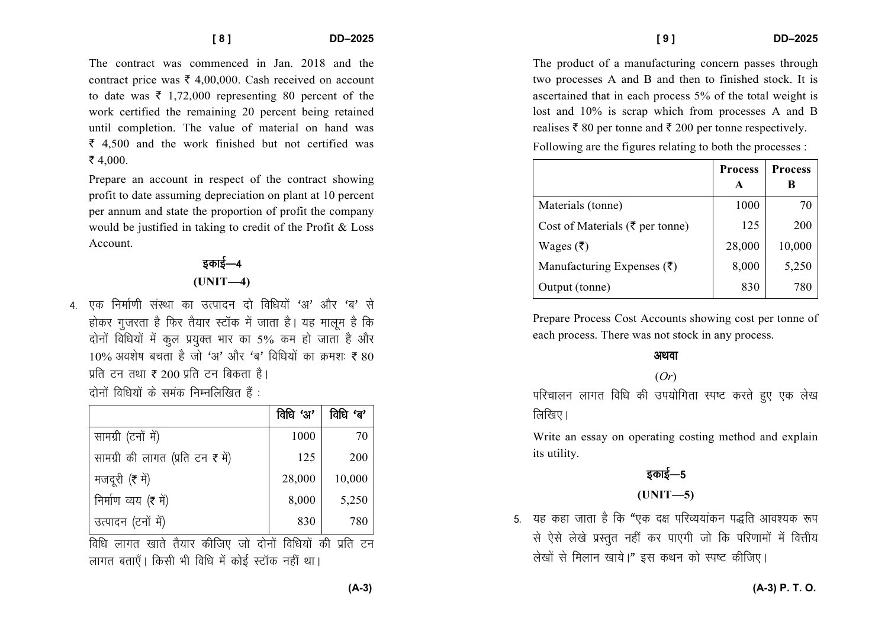The contract was commenced in Jan. 2018 and the contract price was ₹ 4,00,000. Cash received on account to date was ₹ 1,72,000 representing 80 percent of the work certified the remaining 20 percent being retained until completion. The value of material on hand was ₹ 4,500 and the work finished but not certified was ₹ 4,000.

Prepare an account in respect of the contract showing profit to date assuming depreciation on plant at 10 percent per annum and state the proportion of profit the company would be justified in taking to credit of the Profit & Loss Account.

## इकाई—4
## (UNIT—4)

4. एक निर्माणी संस्था का उत्पादन दो विधियों 'अ' और 'ब' से होकर गुजरता है फिर तैयार स्टॉक में जाता है। यह मालूम है कि दोनों विधियों में कुल प्रयुक्त भार का 5% कम हो जाता है और 10% अवशेष बचता है जो 'अ' और 'ब' विधियों का क्रमशः ₹ 80 प्रति टन तथा ₹ 200 प्रति टन बिकता है।

   दोनों विधियों के समंक निम्नलिखित हैं :

| | विधि 'अ' | विधि 'ब' |
|---|---|---|
| सामग्री (टनों में) | 1000 | 70 |
| सामग्री की लागत (प्रति टन ₹ में) | 125 | 200 |
| मजदूरी (₹ में) | 28,000 | 10,000 |
| निर्माण व्यय (₹ में) | 8,000 | 5,250 |
| उत्पादन (टनों में) | 830 | 780 |

   विधि लागत खाते तैयार कीजिए जो दोनों विधियों की प्रति टन लागत बताएँ। किसी भी विधि में कोई स्टॉक नहीं था।

   The product of a manufacturing concern passes through two processes A and B and then to finished stock. It is ascertained that in each process 5% of the total weight is lost and 10% is scrap which from processes A and B realises ₹ 80 per tonne and ₹ 200 per tonne respectively.

   Following are the figures relating to both the processes :

| | Process A | Process B |
|---|---|---|
| Materials (tonne) | 1000 | 70 |
| Cost of Materials (₹ per tonne) | 125 | 200 |
| Wages (₹) | 28,000 | 10,000 |
| Manufacturing Expenses (₹) | 8,000 | 5,250 |
| Output (tonne) | 830 | 780 |

   Prepare Process Cost Accounts showing cost per tonne of each process. There was not stock in any process.

   अथवा

   (*Or*)

   परिचालन लागत विधि की उपयोगिता स्पष्ट करते हुए एक लेख लिखिए।

   Write an essay on operating costing method and explain its utility.

## इकाई—5
## (UNIT—5)

5. यह कहा जाता है कि "एक दक्ष परिव्ययांकन पद्धति आवश्यक रूप से ऐसे लेखे प्रस्तुत नहीं कर पाएगी जो कि परिणामों में वित्तीय लेखों से मिलान खाये।" इस कथन को स्पष्ट कीजिए।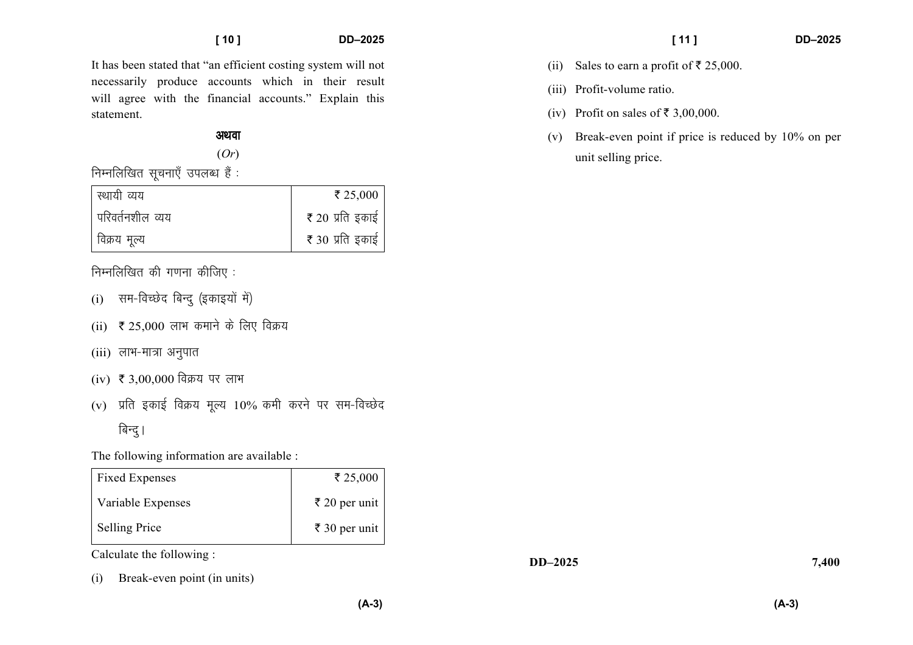It has been stated that "an efficient costing system will not necessarily produce accounts which in their result will agree with the financial accounts." Explain this statement.

**अथवा**

(*Or*)

निम्नलिखित सूचनाएँ उपलब्ध हैं :

| | |
|---|---|
| स्थायी व्यय | ₹ 25,000 |
| परिवर्तनशील व्यय | ₹ 20 प्रति इकाई |
| विक्रय मूल्य | ₹ 30 प्रति इकाई |

निम्नलिखित की गणना कीजिए :

(i) सम-विच्छेद बिन्दु (इकाइयों में)

(ii) ₹ 25,000 लाभ कमाने के लिए विक्रय

(iii) लाभ-मात्रा अनुपात

(iv) ₹ 3,00,000 विक्रय पर लाभ

(v) प्रति इकाई विक्रय मूल्य 10% कमी करने पर सम-विच्छेद बिन्दु।

The following information are available :

| | |
|---|---|
| Fixed Expenses | ₹ 25,000 |
| Variable Expenses | ₹ 20 per unit |
| Selling Price | ₹ 30 per unit |

Calculate the following :

(i) Break-even point (in units)

(ii) Sales to earn a profit of ₹ 25,000.

(iii) Profit-volume ratio.

(iv) Profit on sales of ₹ 3,00,000.

(v) Break-even point if price is reduced by 10% on per unit selling price.

DD–2025 7,400